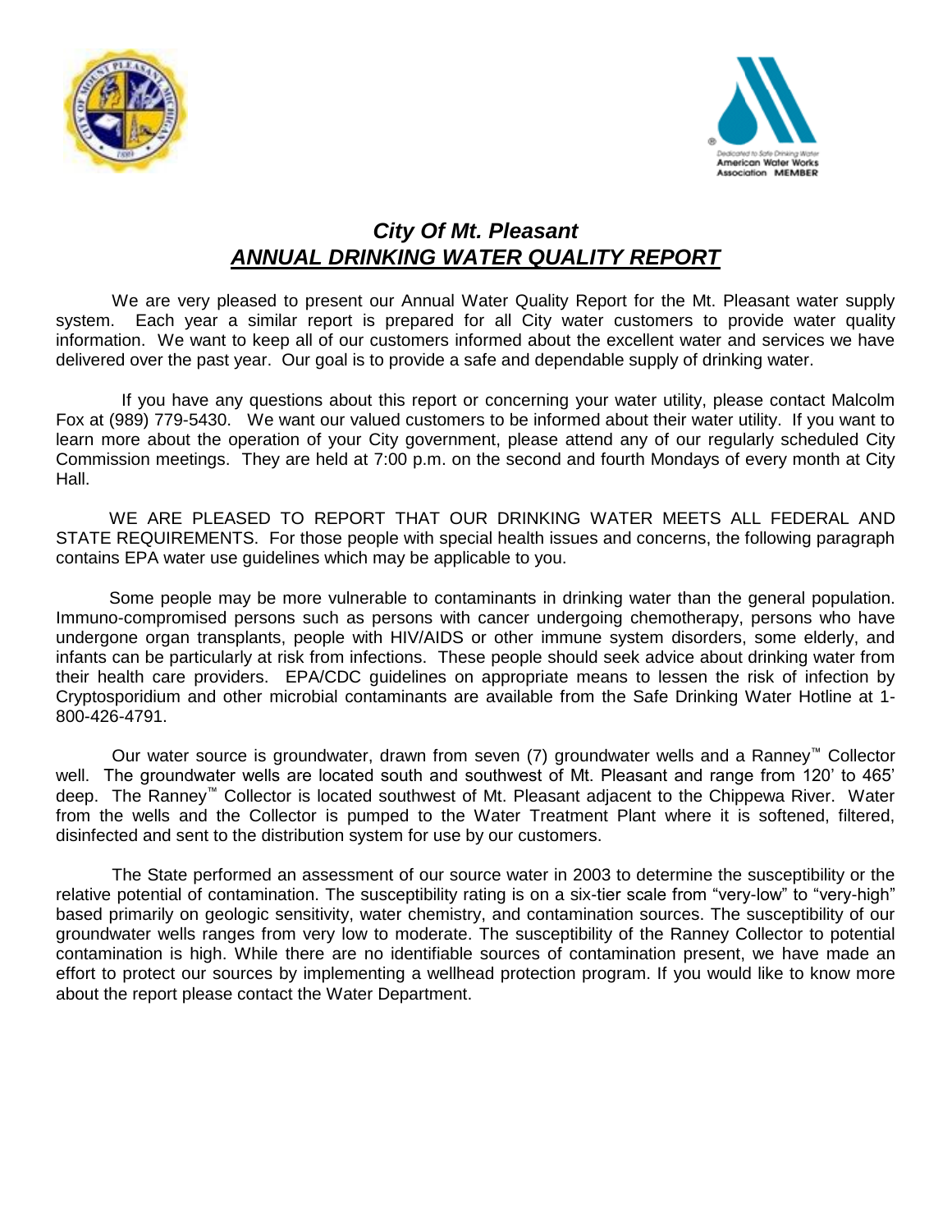# *City Of Mt. Pleasant*

## ***ANNUAL DRINKING WATER QUALITY REPORT***

We are very pleased to present our Annual Water Quality Report for the Mt. Pleasant water supply system. Each year a similar report is prepared for all City water customers to provide water quality information. We want to keep all of our customers informed about the excellent water and services we have delivered over the past year. Our goal is to provide a safe and dependable supply of drinking water.

If you have any questions about this report or concerning your water utility, please contact Malcolm Fox at (989) 779-5430. We want our valued customers to be informed about their water utility. If you want to learn more about the operation of your City government, please attend any of our regularly scheduled City Commission meetings. They are held at 7:00 p.m. on the second and fourth Mondays of every month at City Hall.

WE ARE PLEASED TO REPORT THAT OUR DRINKING WATER MEETS ALL FEDERAL AND STATE REQUIREMENTS. For those people with special health issues and concerns, the following paragraph contains EPA water use guidelines which may be applicable to you.

Some people may be more vulnerable to contaminants in drinking water than the general population. Immuno-compromised persons such as persons with cancer undergoing chemotherapy, persons who have undergone organ transplants, people with HIV/AIDS or other immune system disorders, some elderly, and infants can be particularly at risk from infections. These people should seek advice about drinking water from their health care providers. EPA/CDC guidelines on appropriate means to lessen the risk of infection by Cryptosporidium and other microbial contaminants are available from the Safe Drinking Water Hotline at 1-800-426-4791.

Our water source is groundwater, drawn from seven (7) groundwater wells and a Ranney™ Collector well. The groundwater wells are located south and southwest of Mt. Pleasant and range from 120' to 465' deep. The Ranney™ Collector is located southwest of Mt. Pleasant adjacent to the Chippewa River. Water from the wells and the Collector is pumped to the Water Treatment Plant where it is softened, filtered, disinfected and sent to the distribution system for use by our customers.

The State performed an assessment of our source water in 2003 to determine the susceptibility or the relative potential of contamination. The susceptibility rating is on a six-tier scale from "very-low" to "very-high" based primarily on geologic sensitivity, water chemistry, and contamination sources. The susceptibility of our groundwater wells ranges from very low to moderate. The susceptibility of the Ranney Collector to potential contamination is high. While there are no identifiable sources of contamination present, we have made an effort to protect our sources by implementing a wellhead protection program. If you would like to know more about the report please contact the Water Department.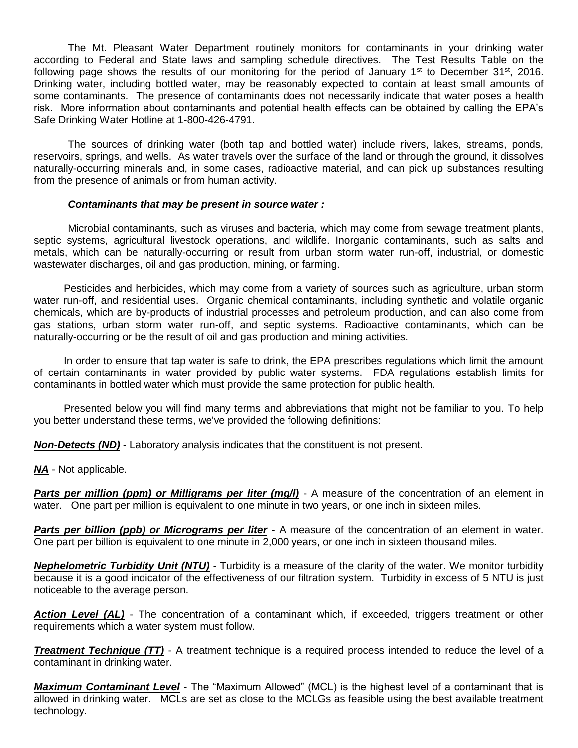The Mt. Pleasant Water Department routinely monitors for contaminants in your drinking water according to Federal and State laws and sampling schedule directives. The Test Results Table on the following page shows the results of our monitoring for the period of January 1st to December 31st, 2016. Drinking water, including bottled water, may be reasonably expected to contain at least small amounts of some contaminants. The presence of contaminants does not necessarily indicate that water poses a health risk. More information about contaminants and potential health effects can be obtained by calling the EPA's Safe Drinking Water Hotline at 1-800-426-4791.

The sources of drinking water (both tap and bottled water) include rivers, lakes, streams, ponds, reservoirs, springs, and wells. As water travels over the surface of the land or through the ground, it dissolves naturally-occurring minerals and, in some cases, radioactive material, and can pick up substances resulting from the presence of animals or from human activity.

***Contaminants that may be present in source water :***

Microbial contaminants, such as viruses and bacteria, which may come from sewage treatment plants, septic systems, agricultural livestock operations, and wildlife. Inorganic contaminants, such as salts and metals, which can be naturally-occurring or result from urban storm water run-off, industrial, or domestic wastewater discharges, oil and gas production, mining, or farming.

Pesticides and herbicides, which may come from a variety of sources such as agriculture, urban storm water run-off, and residential uses. Organic chemical contaminants, including synthetic and volatile organic chemicals, which are by-products of industrial processes and petroleum production, and can also come from gas stations, urban storm water run-off, and septic systems. Radioactive contaminants, which can be naturally-occurring or be the result of oil and gas production and mining activities.

In order to ensure that tap water is safe to drink, the EPA prescribes regulations which limit the amount of certain contaminants in water provided by public water systems. FDA regulations establish limits for contaminants in bottled water which must provide the same protection for public health.

Presented below you will find many terms and abbreviations that might not be familiar to you. To help you better understand these terms, we've provided the following definitions:

***Non-Detects (ND)*** - Laboratory analysis indicates that the constituent is not present.

***NA*** - Not applicable.

***Parts per million (ppm) or Milligrams per liter (mg/l)*** - A measure of the concentration of an element in water. One part per million is equivalent to one minute in two years, or one inch in sixteen miles.

***Parts per billion (ppb) or Micrograms per liter*** - A measure of the concentration of an element in water. One part per billion is equivalent to one minute in 2,000 years, or one inch in sixteen thousand miles.

***Nephelometric Turbidity Unit (NTU)*** - Turbidity is a measure of the clarity of the water. We monitor turbidity because it is a good indicator of the effectiveness of our filtration system. Turbidity in excess of 5 NTU is just noticeable to the average person.

***Action Level (AL)*** - The concentration of a contaminant which, if exceeded, triggers treatment or other requirements which a water system must follow.

***Treatment Technique (TT)*** - A treatment technique is a required process intended to reduce the level of a contaminant in drinking water.

***Maximum Contaminant Level*** - The "Maximum Allowed" (MCL) is the highest level of a contaminant that is allowed in drinking water. MCLs are set as close to the MCLGs as feasible using the best available treatment technology.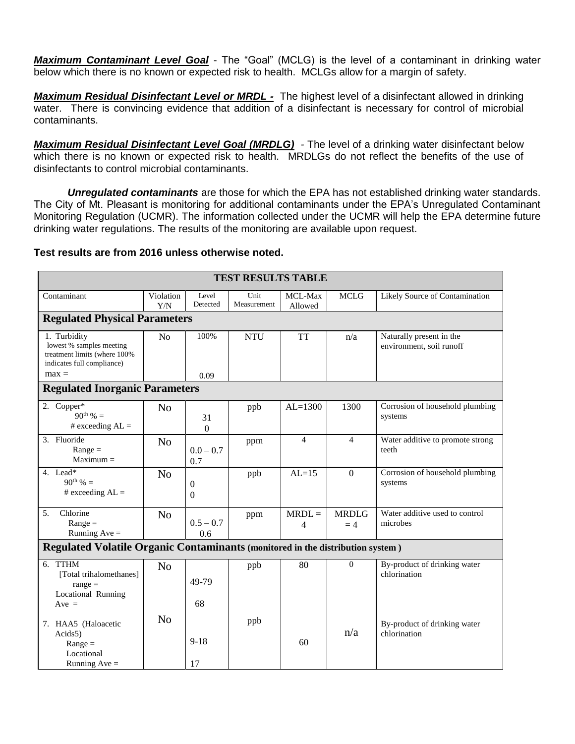***Maximum Contaminant Level Goal*** - The "Goal" (MCLG) is the level of a contaminant in drinking water below which there is no known or expected risk to health. MCLGs allow for a margin of safety.

***Maximum Residual Disinfectant Level or MRDL -*** The highest level of a disinfectant allowed in drinking water. There is convincing evidence that addition of a disinfectant is necessary for control of microbial contaminants.

***Maximum Residual Disinfectant Level Goal (MRDLG)*** - The level of a drinking water disinfectant below which there is no known or expected risk to health. MRDLGs do not reflect the benefits of the use of disinfectants to control microbial contaminants.

***Unregulated contaminants*** are those for which the EPA has not established drinking water standards. The City of Mt. Pleasant is monitoring for additional contaminants under the EPA's Unregulated Contaminant Monitoring Regulation (UCMR). The information collected under the UCMR will help the EPA determine future drinking water regulations. The results of the monitoring are available upon request.

**Test results are from 2016 unless otherwise noted.**

| **TEST RESULTS TABLE** | | | | | | |
|---|---|---|---|---|---|---|
| Contaminant | Violation Y/N | Level Detected | Unit Measurement | MCL-Max Allowed | MCLG | Likely Source of Contamination |
| **Regulated Physical Parameters** | | | | | | |
| 1. Turbidity lowest % samples meeting treatment limits (where 100% indicates full compliance) max = | No | 100% 0.09 | NTU | TT | n/a | Naturally present in the environment, soil runoff |
| **Regulated Inorganic Parameters** | | | | | | |
| 2. Copper* $90^{th}$ % = # exceeding AL = | No | 31 0 | ppb | AL=1300 | 1300 | Corrosion of household plumbing systems |
| 3. Fluoride Range = Maximum = | No | 0.0 – 0.7 0.7 | ppm | 4 | 4 | Water additive to promote strong teeth |
| 4. Lead* $90^{th}$ % = # exceeding AL = | No | 0 0 | ppb | AL=15 | 0 | Corrosion of household plumbing systems |
| 5. Chlorine Range = Running Ave = | No | 0.5 – 0.7 0.6 | ppm | MRDL = 4 | MRDLG = 4 | Water additive used to control microbes |
| **Regulated Volatile Organic Contaminants (monitored in the distribution system )** | | | | | | |
| 6. TTHM [Total trihalomethanes] range = Locational Running Ave = | No | 49-79 68 | ppb | 80 | 0 | By-product of drinking water chlorination |
| 7. HAA5 (Haloacetic Acids5) Range = Locational Running Ave = | No | 9-18 17 | ppb | 60 | n/a | By-product of drinking water chlorination |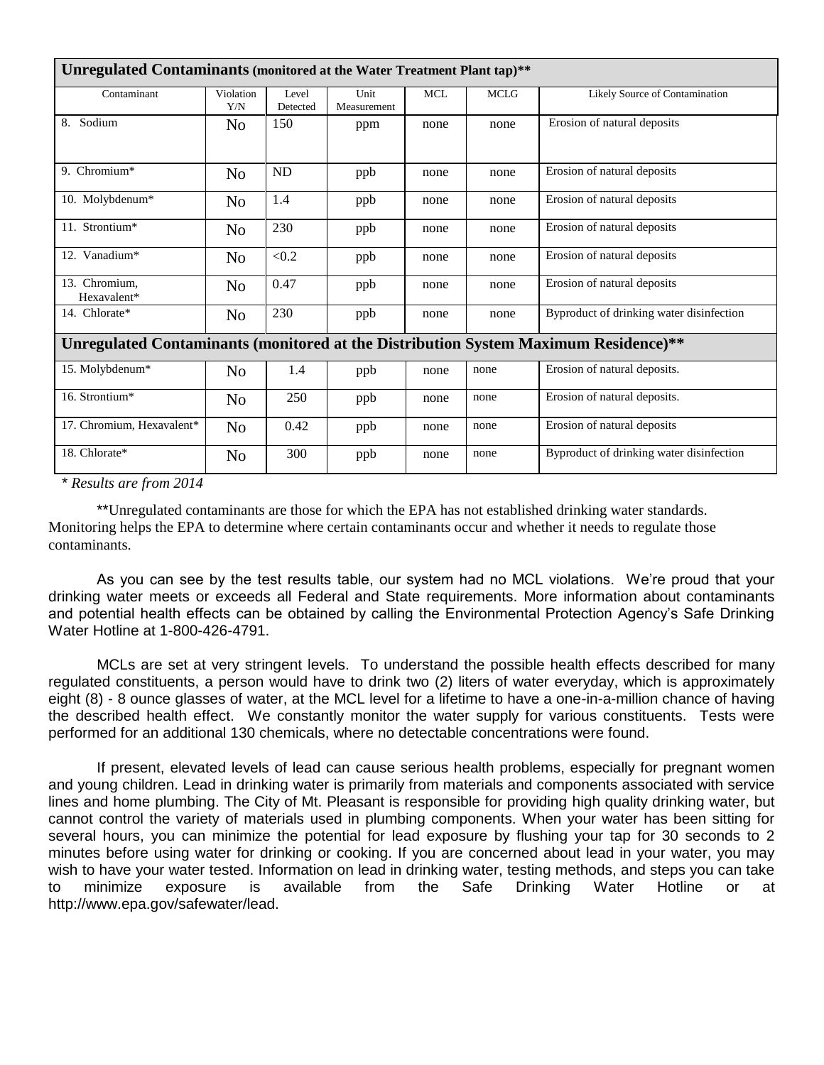| **Unregulated Contaminants (monitored at the Water Treatment Plant tap)**** | | | | | | |
|---|---|---|---|---|---|---|
| Contaminant | Violation Y/N | Level Detected | Unit Measurement | MCL | MCLG | Likely Source of Contamination |
| 8. Sodium | No | 150 | ppm | none | none | Erosion of natural deposits |
| 9. Chromium* | No | ND | ppb | none | none | Erosion of natural deposits |
| 10. Molybdenum* | No | 1.4 | ppb | none | none | Erosion of natural deposits |
| 11. Strontium* | No | 230 | ppb | none | none | Erosion of natural deposits |
| 12. Vanadium* | No | <0.2 | ppb | none | none | Erosion of natural deposits |
| 13. Chromium, Hexavalent* | No | 0.47 | ppb | none | none | Erosion of natural deposits |
| 14. Chlorate* | No | 230 | ppb | none | none | Byproduct of drinking water disinfection |
| **Unregulated Contaminants (monitored at the Distribution System Maximum Residence)**** | | | | | | |
| 15. Molybdenum* | No | 1.4 | ppb | none | none | Erosion of natural deposits. |
| 16. Strontium* | No | 250 | ppb | none | none | Erosion of natural deposits. |
| 17. Chromium, Hexavalent* | No | 0.42 | ppb | none | none | Erosion of natural deposits |
| 18. Chlorate* | No | 300 | ppb | none | none | Byproduct of drinking water disinfection |

*\* Results are from 2014*

**Unregulated contaminants are those for which the EPA has not established drinking water standards. Monitoring helps the EPA to determine where certain contaminants occur and whether it needs to regulate those contaminants.

As you can see by the test results table, our system had no MCL violations. We're proud that your drinking water meets or exceeds all Federal and State requirements. More information about contaminants and potential health effects can be obtained by calling the Environmental Protection Agency's Safe Drinking Water Hotline at 1-800-426-4791.

MCLs are set at very stringent levels. To understand the possible health effects described for many regulated constituents, a person would have to drink two (2) liters of water everyday, which is approximately eight (8) - 8 ounce glasses of water, at the MCL level for a lifetime to have a one-in-a-million chance of having the described health effect. We constantly monitor the water supply for various constituents. Tests were performed for an additional 130 chemicals, where no detectable concentrations were found.

If present, elevated levels of lead can cause serious health problems, especially for pregnant women and young children. Lead in drinking water is primarily from materials and components associated with service lines and home plumbing. The City of Mt. Pleasant is responsible for providing high quality drinking water, but cannot control the variety of materials used in plumbing components. When your water has been sitting for several hours, you can minimize the potential for lead exposure by flushing your tap for 30 seconds to 2 minutes before using water for drinking or cooking. If you are concerned about lead in your water, you may wish to have your water tested. Information on lead in drinking water, testing methods, and steps you can take to minimize exposure is available from the Safe Drinking Water Hotline or at http://www.epa.gov/safewater/lead.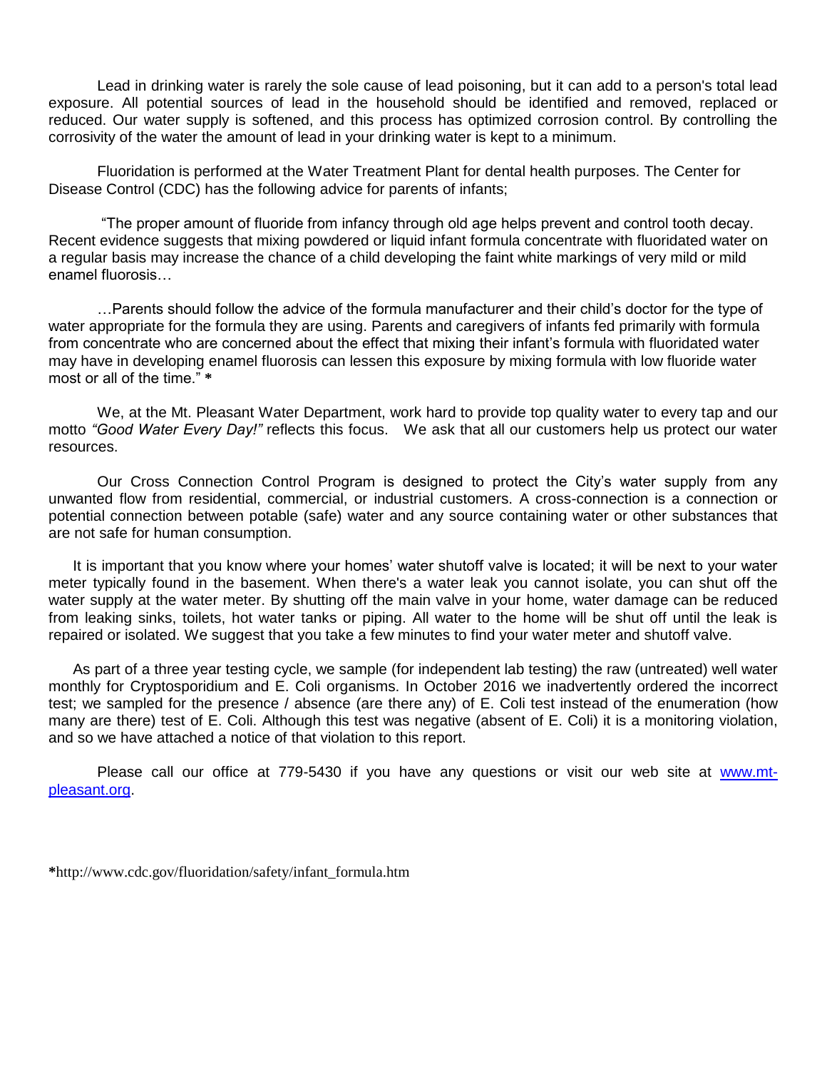Lead in drinking water is rarely the sole cause of lead poisoning, but it can add to a person's total lead exposure. All potential sources of lead in the household should be identified and removed, replaced or reduced. Our water supply is softened, and this process has optimized corrosion control. By controlling the corrosivity of the water the amount of lead in your drinking water is kept to a minimum.

Fluoridation is performed at the Water Treatment Plant for dental health purposes. The Center for Disease Control (CDC) has the following advice for parents of infants;

"The proper amount of fluoride from infancy through old age helps prevent and control tooth decay. Recent evidence suggests that mixing powdered or liquid infant formula concentrate with fluoridated water on a regular basis may increase the chance of a child developing the faint white markings of very mild or mild enamel fluorosis…

…Parents should follow the advice of the formula manufacturer and their child's doctor for the type of water appropriate for the formula they are using. Parents and caregivers of infants fed primarily with formula from concentrate who are concerned about the effect that mixing their infant's formula with fluoridated water may have in developing enamel fluorosis can lessen this exposure by mixing formula with low fluoride water most or all of the time." **\***

We, at the Mt. Pleasant Water Department, work hard to provide top quality water to every tap and our motto *"Good Water Every Day!"* reflects this focus. We ask that all our customers help us protect our water resources.

Our Cross Connection Control Program is designed to protect the City's water supply from any unwanted flow from residential, commercial, or industrial customers. A cross-connection is a connection or potential connection between potable (safe) water and any source containing water or other substances that are not safe for human consumption.

It is important that you know where your homes' water shutoff valve is located; it will be next to your water meter typically found in the basement. When there's a water leak you cannot isolate, you can shut off the water supply at the water meter. By shutting off the main valve in your home, water damage can be reduced from leaking sinks, toilets, hot water tanks or piping. All water to the home will be shut off until the leak is repaired or isolated. We suggest that you take a few minutes to find your water meter and shutoff valve.

As part of a three year testing cycle, we sample (for independent lab testing) the raw (untreated) well water monthly for Cryptosporidium and E. Coli organisms. In October 2016 we inadvertently ordered the incorrect test; we sampled for the presence / absence (are there any) of E. Coli test instead of the enumeration (how many are there) test of E. Coli. Although this test was negative (absent of E. Coli) it is a monitoring violation, and so we have attached a notice of that violation to this report.

Please call our office at 779-5430 if you have any questions or visit our web site at [www.mt-pleasant.org](www.mt-pleasant.org).

**\***http://www.cdc.gov/fluoridation/safety/infant_formula.htm